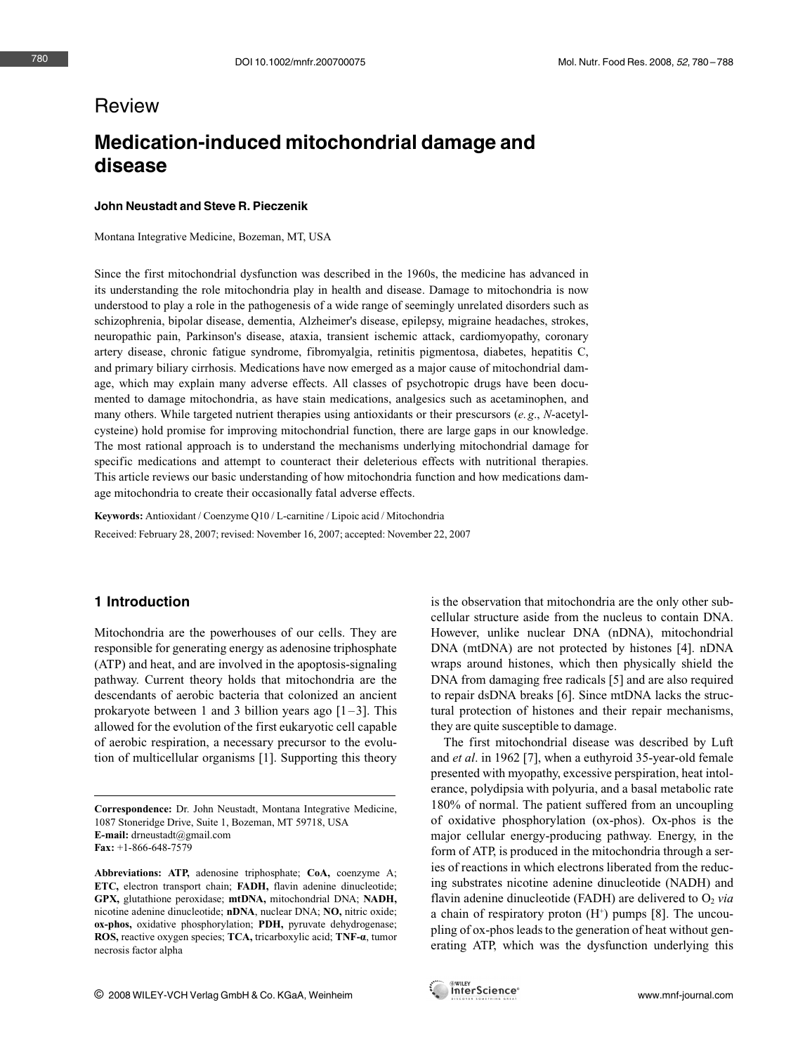Review

# Medication-induced mitochondrial damage and disease

**John Neustadt and Steve R. Pieczenik**

Montana Integrative Medicine, Bozeman, MT, USA

Since the first mitochondrial dysfunction was described in the 1960s, the medicine has advanced in its understanding the role mitochondria play in health and disease. Damage to mitochondria is now understood to play a role in the pathogenesis of a wide range of seemingly unrelated disorders such as schizophrenia, bipolar disease, dementia, Alzheimer's disease, epilepsy, migraine headaches, strokes, neuropathic pain, Parkinson's disease, ataxia, transient ischemic attack, cardiomyopathy, coronary artery disease, chronic fatigue syndrome, fibromyalgia, retinitis pigmentosa, diabetes, hepatitis C, and primary biliary cirrhosis. Medications have now emerged as a major cause of mitochondrial damage, which may explain many adverse effects. All classes of psychotropic drugs have been documented to damage mitochondria, as have stain medications, analgesics such as acetaminophen, and many others. While targeted nutrient therapies using antioxidants or their prescursors (*e.g.*, *N*-acetylcysteine) hold promise for improving mitochondrial function, there are large gaps in our knowledge. The most rational approach is to understand the mechanisms underlying mitochondrial damage for specific medications and attempt to counteract their deleterious effects with nutritional therapies. This article reviews our basic understanding of how mitochondria function and how medications damage mitochondria to create their occasionally fatal adverse effects.

**Keywords:** Antioxidant / Coenzyme Q10 / L-carnitine / Lipoic acid / Mitochondria

Received: February 28, 2007; revised: November 16, 2007; accepted: November 22, 2007

## 1 Introduction

Mitochondria are the powerhouses of our cells. They are responsible for generating energy as adenosine triphosphate (ATP) and heat, and are involved in the apoptosis-signaling pathway. Current theory holds that mitochondria are the descendants of aerobic bacteria that colonized an ancient prokaryote between 1 and 3 billion years ago [1–3]. This allowed for the evolution of the first eukaryotic cell capable of aerobic respiration, a necessary precursor to the evolution of multicellular organisms [1]. Supporting this theory is the observation that mitochondria are the only other subcellular structure aside from the nucleus to contain DNA. However, unlike nuclear DNA (nDNA), mitochondrial DNA (mtDNA) are not protected by histones [4]. nDNA wraps around histones, which then physically shield the DNA from damaging free radicals [5] and are also required to repair dsDNA breaks [6]. Since mtDNA lacks the structural protection of histones and their repair mechanisms, they are quite susceptible to damage.

The first mitochondrial disease was described by Luft and *et al*. in 1962 [7], when a euthyroid 35-year-old female presented with myopathy, excessive perspiration, heat intolerance, polydipsia with polyuria, and a basal metabolic rate 180% of normal. The patient suffered from an uncoupling of oxidative phosphorylation (ox-phos). Ox-phos is the major cellular energy-producing pathway. Energy, in the form of ATP, is produced in the mitochondria through a series of reactions in which electrons liberated from the reducing substrates nicotine adenine dinucleotide (NADH) and flavin adenine dinucleotide (FADH) are delivered to $O_2$ *via* a chain of respiratory proton ($H^+$) pumps [8]. The uncoupling of ox-phos leads to the generation of heat without generating ATP, which was the dysfunction underlying this

---

**Correspondence:** Dr. John Neustadt, Montana Integrative Medicine, 1087 Stoneridge Drive, Suite 1, Bozeman, MT 59718, USA
**E-mail:** drneustadt@gmail.com
**Fax:** +1-866-648-7579

**Abbreviations: ATP,** adenosine triphosphate; **CoA,** coenzyme A; **ETC,** electron transport chain; **FADH,** flavin adenine dinucleotide; **GPX,** glutathione peroxidase; **mtDNA,** mitochondrial DNA; **NADH,** nicotine adenine dinucleotide; **nDNA**, nuclear DNA; **NO,** nitric oxide; **ox-phos,** oxidative phosphorylation; **PDH,** pyruvate dehydrogenase; **ROS,** reactive oxygen species; **TCA,** tricarboxylic acid; **TNF-α**, tumor necrosis factor alpha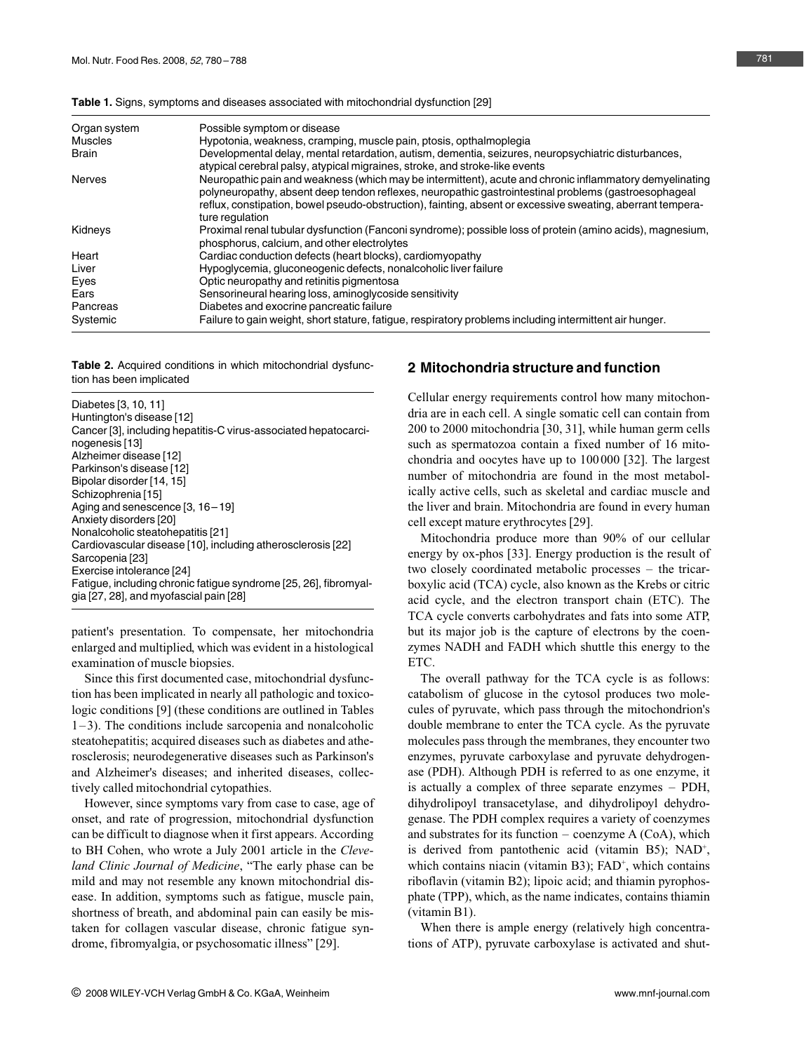**Table 1.** Signs, symptoms and diseases associated with mitochondrial dysfunction [29]

| Organ system | Possible symptom or disease |
|---|---|
| Muscles | Hypotonia, weakness, cramping, muscle pain, ptosis, opthalmoplegia |
| Brain | Developmental delay, mental retardation, autism, dementia, seizures, neuropsychiatric disturbances, atypical cerebral palsy, atypical migraines, stroke, and stroke-like events |
| Nerves | Neuropathic pain and weakness (which may be intermittent), acute and chronic inflammatory demyelinating polyneuropathy, absent deep tendon reflexes, neuropathic gastrointestinal problems (gastroesophageal reflux, constipation, bowel pseudo-obstruction), fainting, absent or excessive sweating, aberrant temperature regulation |
| Kidneys | Proximal renal tubular dysfunction (Fanconi syndrome); possible loss of protein (amino acids), magnesium, phosphorus, calcium, and other electrolytes |
| Heart | Cardiac conduction defects (heart blocks), cardiomyopathy |
| Liver | Hypoglycemia, gluconeogenic defects, nonalcoholic liver failure |
| Eyes | Optic neuropathy and retinitis pigmentosa |
| Ears | Sensorineural hearing loss, aminoglycoside sensitivity |
| Pancreas | Diabetes and exocrine pancreatic failure |
| Systemic | Failure to gain weight, short stature, fatigue, respiratory problems including intermittent air hunger. |

**Table 2.** Acquired conditions in which mitochondrial dysfunction has been implicated

| |
|---|
| Diabetes [3, 10, 11] |
| Huntington's disease [12] |
| Cancer [3], including hepatitis-C virus-associated hepatocarcinogenesis [13] |
| Alzheimer disease [12] |
| Parkinson's disease [12] |
| Bipolar disorder [14, 15] |
| Schizophrenia [15] |
| Aging and senescence [3, 16–19] |
| Anxiety disorders [20] |
| Nonalcoholic steatohepatitis [21] |
| Cardiovascular disease [10], including atherosclerosis [22] |
| Sarcopenia [23] |
| Exercise intolerance [24] |
| Fatigue, including chronic fatigue syndrome [25, 26], fibromyalgia [27, 28], and myofascial pain [28] |

patient's presentation. To compensate, her mitochondria enlarged and multiplied, which was evident in a histological examination of muscle biopsies.

Since this first documented case, mitochondrial dysfunction has been implicated in nearly all pathologic and toxicologic conditions [9] (these conditions are outlined in Tables 1–3). The conditions include sarcopenia and nonalcoholic steatohepatitis; acquired diseases such as diabetes and atherosclerosis; neurodegenerative diseases such as Parkinson's and Alzheimer's diseases; and inherited diseases, collectively called mitochondrial cytopathies.

However, since symptoms vary from case to case, age of onset, and rate of progression, mitochondrial dysfunction can be difficult to diagnose when it first appears. According to BH Cohen, who wrote a July 2001 article in the *Cleveland Clinic Journal of Medicine*, "The early phase can be mild and may not resemble any known mitochondrial disease. In addition, symptoms such as fatigue, muscle pain, shortness of breath, and abdominal pain can easily be mistaken for collagen vascular disease, chronic fatigue syndrome, fibromyalgia, or psychosomatic illness" [29].

## 2 Mitochondria structure and function

Cellular energy requirements control how many mitochondria are in each cell. A single somatic cell can contain from 200 to 2000 mitochondria [30, 31], while human germ cells such as spermatozoa contain a fixed number of 16 mitochondria and oocytes have up to 100 000 [32]. The largest number of mitochondria are found in the most metabolically active cells, such as skeletal and cardiac muscle and the liver and brain. Mitochondria are found in every human cell except mature erythrocytes [29].

Mitochondria produce more than 90% of our cellular energy by ox-phos [33]. Energy production is the result of two closely coordinated metabolic processes – the tricarboxylic acid (TCA) cycle, also known as the Krebs or citric acid cycle, and the electron transport chain (ETC). The TCA cycle converts carbohydrates and fats into some ATP, but its major job is the capture of electrons by the coenzymes NADH and FADH which shuttle this energy to the ETC.

The overall pathway for the TCA cycle is as follows: catabolism of glucose in the cytosol produces two molecules of pyruvate, which pass through the mitochondrion's double membrane to enter the TCA cycle. As the pyruvate molecules pass through the membranes, they encounter two enzymes, pyruvate carboxylase and pyruvate dehydrogenase (PDH). Although PDH is referred to as one enzyme, it is actually a complex of three separate enzymes – PDH, dihydrolipoyl transacetylase, and dihydrolipoyl dehydrogenase. The PDH complex requires a variety of coenzymes and substrates for its function – coenzyme A (CoA), which is derived from pantothenic acid (vitamin B5); $NAD^+$, which contains niacin (vitamin B3); $FAD^+$, which contains riboflavin (vitamin B2); lipoic acid; and thiamin pyrophosphate (TPP), which, as the name indicates, contains thiamin (vitamin B1).

When there is ample energy (relatively high concentrations of ATP), pyruvate carboxylase is activated and shut-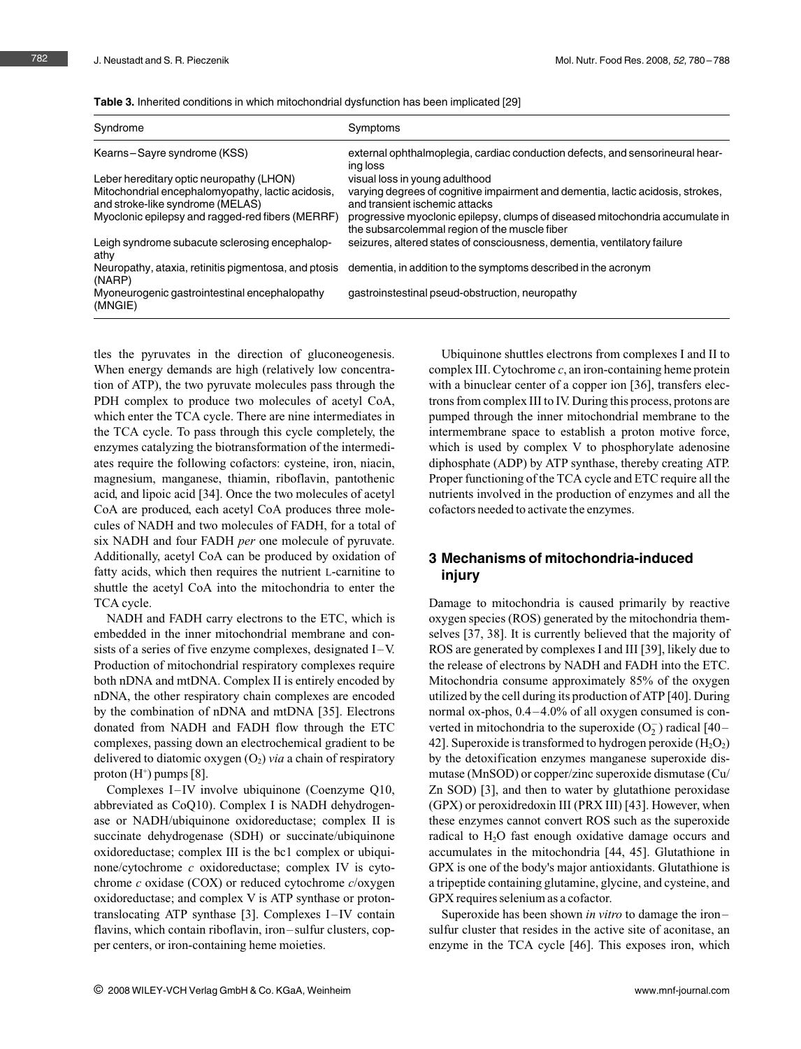**Table 3.** Inherited conditions in which mitochondrial dysfunction has been implicated [29]

| Syndrome | Symptoms |
|---|---|
| Kearns–Sayre syndrome (KSS) | external ophthalmoplegia, cardiac conduction defects, and sensorineural hearing loss |
| Leber hereditary optic neuropathy (LHON) | visual loss in young adulthood |
| Mitochondrial encephalomyopathy, lactic acidosis, and stroke-like syndrome (MELAS) | varying degrees of cognitive impairment and dementia, lactic acidosis, strokes, and transient ischemic attacks |
| Myoclonic epilepsy and ragged-red fibers (MERRF) | progressive myoclonic epilepsy, clumps of diseased mitochondria accumulate in the subsarcolemmal region of the muscle fiber |
| Leigh syndrome subacute sclerosing encephalopathy | seizures, altered states of consciousness, dementia, ventilatory failure |
| Neuropathy, ataxia, retinitis pigmentosa, and ptosis (NARP) | dementia, in addition to the symptoms described in the acronym |
| Myoneurogenic gastrointestinal encephalopathy (MNGIE) | gastroinstestinal pseud-obstruction, neuropathy |

tles the pyruvates in the direction of gluconeogenesis. When energy demands are high (relatively low concentration of ATP), the two pyruvate molecules pass through the PDH complex to produce two molecules of acetyl CoA, which enter the TCA cycle. There are nine intermediates in the TCA cycle. To pass through this cycle completely, the enzymes catalyzing the biotransformation of the intermediates require the following cofactors: cysteine, iron, niacin, magnesium, manganese, thiamin, riboflavin, pantothenic acid, and lipoic acid [34]. Once the two molecules of acetyl CoA are produced, each acetyl CoA produces three molecules of NADH and two molecules of FADH, for a total of six NADH and four FADH *per* one molecule of pyruvate. Additionally, acetyl CoA can be produced by oxidation of fatty acids, which then requires the nutrient L-carnitine to shuttle the acetyl CoA into the mitochondria to enter the TCA cycle.

NADH and FADH carry electrons to the ETC, which is embedded in the inner mitochondrial membrane and consists of a series of five enzyme complexes, designated I–V. Production of mitochondrial respiratory complexes require both nDNA and mtDNA. Complex II is entirely encoded by nDNA, the other respiratory chain complexes are encoded by the combination of nDNA and mtDNA [35]. Electrons donated from NADH and FADH flow through the ETC complexes, passing down an electrochemical gradient to be delivered to diatomic oxygen ($O_2$) *via* a chain of respiratory proton ($H^+$) pumps [8].

Complexes I–IV involve ubiquinone (Coenzyme Q10, abbreviated as CoQ10). Complex I is NADH dehydrogenase or NADH/ubiquinone oxidoreductase; complex II is succinate dehydrogenase (SDH) or succinate/ubiquinone oxidoreductase; complex III is the bc1 complex or ubiquinone/cytochrome *c* oxidoreductase; complex IV is cytochrome *c* oxidase (COX) or reduced cytochrome *c*/oxygen oxidoreductase; and complex V is ATP synthase or proton-translocating ATP synthase [3]. Complexes I–IV contain flavins, which contain riboflavin, iron–sulfur clusters, copper centers, or iron-containing heme moieties.

Ubiquinone shuttles electrons from complexes I and II to complex III. Cytochrome *c*, an iron-containing heme protein with a binuclear center of a copper ion [36], transfers electrons from complex III to IV. During this process, protons are pumped through the inner mitochondrial membrane to the intermembrane space to establish a proton motive force, which is used by complex V to phosphorylate adenosine diphosphate (ADP) by ATP synthase, thereby creating ATP. Proper functioning of the TCA cycle and ETC require all the nutrients involved in the production of enzymes and all the cofactors needed to activate the enzymes.

## 3 Mechanisms of mitochondria-induced injury

Damage to mitochondria is caused primarily by reactive oxygen species (ROS) generated by the mitochondria themselves [37, 38]. It is currently believed that the majority of ROS are generated by complexes I and III [39], likely due to the release of electrons by NADH and FADH into the ETC. Mitochondria consume approximately 85% of the oxygen utilized by the cell during its production of ATP [40]. During normal ox-phos, 0.4–4.0% of all oxygen consumed is converted in mitochondria to the superoxide ($O_2^-$) radical [40–42]. Superoxide is transformed to hydrogen peroxide ($H_2O_2$) by the detoxification enzymes manganese superoxide dismutase (MnSOD) or copper/zinc superoxide dismutase (Cu/Zn SOD) [3], and then to water by glutathione peroxidase (GPX) or peroxidredoxin III (PRX III) [43]. However, when these enzymes cannot convert ROS such as the superoxide radical to $H_2O$ fast enough oxidative damage occurs and accumulates in the mitochondria [44, 45]. Glutathione in GPX is one of the body's major antioxidants. Glutathione is a tripeptide containing glutamine, glycine, and cysteine, and GPX requires selenium as a cofactor.

Superoxide has been shown *in vitro* to damage the iron–sulfur cluster that resides in the active site of aconitase, an enzyme in the TCA cycle [46]. This exposes iron, which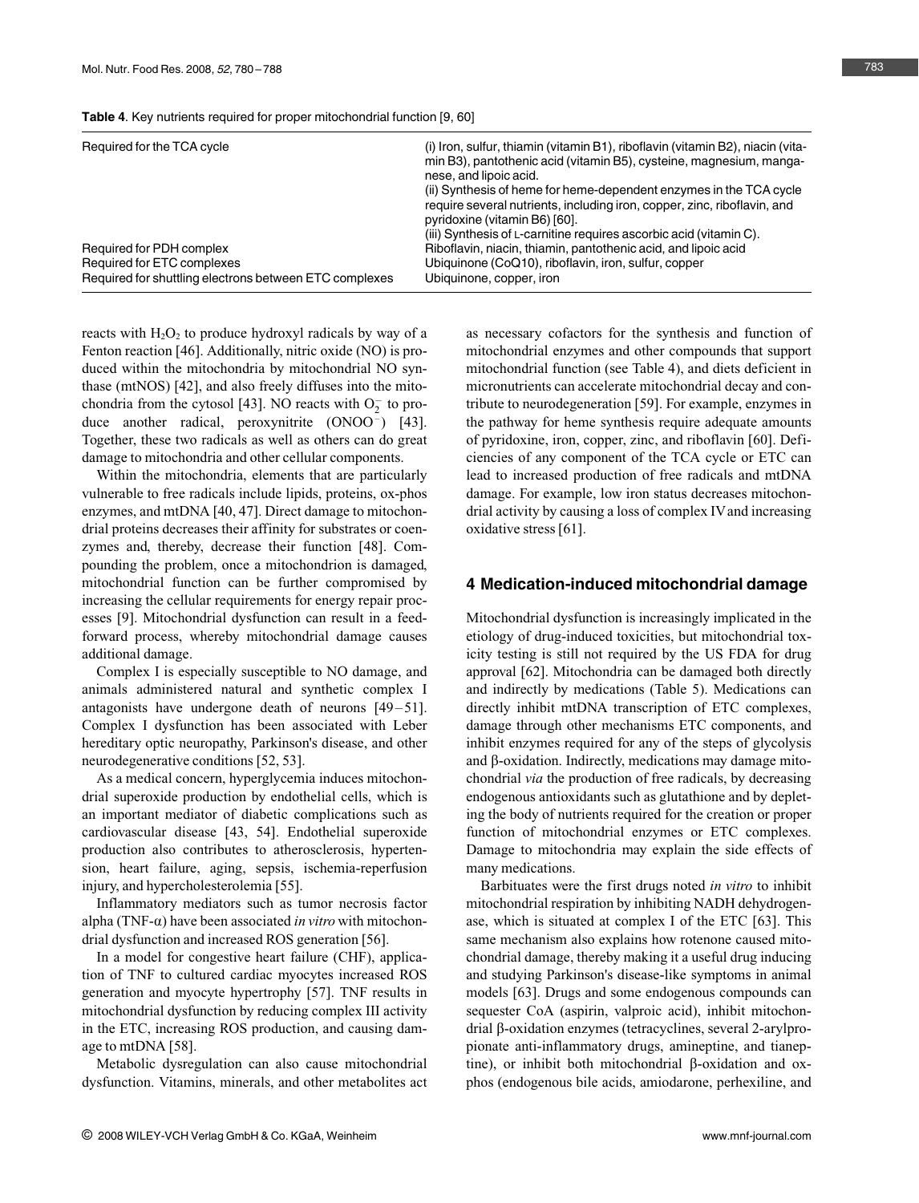**Table 4**. Key nutrients required for proper mitochondrial function [9, 60]

| | |
|---|---|
| Required for the TCA cycle | (i) Iron, sulfur, thiamin (vitamin B1), riboflavin (vitamin B2), niacin (vitamin B3), pantothenic acid (vitamin B5), cysteine, magnesium, manganese, and lipoic acid.<br>(ii) Synthesis of heme for heme-dependent enzymes in the TCA cycle require several nutrients, including iron, copper, zinc, riboflavin, and pyridoxine (vitamin B6) [60].<br>(iii) Synthesis of L-carnitine requires ascorbic acid (vitamin C). |
| Required for PDH complex | Riboflavin, niacin, thiamin, pantothenic acid, and lipoic acid |
| Required for ETC complexes | Ubiquinone (CoQ10), riboflavin, iron, sulfur, copper |
| Required for shuttling electrons between ETC complexes | Ubiquinone, copper, iron |

reacts with $H_2O_2$ to produce hydroxyl radicals by way of a Fenton reaction [46]. Additionally, nitric oxide (NO) is produced within the mitochondria by mitochondrial NO synthase (mtNOS) [42], and also freely diffuses into the mitochondria from the cytosol [43]. NO reacts with $O_2^-$ to produce another radical, peroxynitrite ($ONOO^-$) [43]. Together, these two radicals as well as others can do great damage to mitochondria and other cellular components.

Within the mitochondria, elements that are particularly vulnerable to free radicals include lipids, proteins, ox-phos enzymes, and mtDNA [40, 47]. Direct damage to mitochondrial proteins decreases their affinity for substrates or coenzymes and, thereby, decrease their function [48]. Compounding the problem, once a mitochondrion is damaged, mitochondrial function can be further compromised by increasing the cellular requirements for energy repair processes [9]. Mitochondrial dysfunction can result in a feed-forward process, whereby mitochondrial damage causes additional damage.

Complex I is especially susceptible to NO damage, and animals administered natural and synthetic complex I antagonists have undergone death of neurons [49–51]. Complex I dysfunction has been associated with Leber hereditary optic neuropathy, Parkinson's disease, and other neurodegenerative conditions [52, 53].

As a medical concern, hyperglycemia induces mitochondrial superoxide production by endothelial cells, which is an important mediator of diabetic complications such as cardiovascular disease [43, 54]. Endothelial superoxide production also contributes to atherosclerosis, hypertension, heart failure, aging, sepsis, ischemia-reperfusion injury, and hypercholesterolemia [55].

Inflammatory mediators such as tumor necrosis factor alpha (TNF-α) have been associated *in vitro* with mitochondrial dysfunction and increased ROS generation [56].

In a model for congestive heart failure (CHF), application of TNF to cultured cardiac myocytes increased ROS generation and myocyte hypertrophy [57]. TNF results in mitochondrial dysfunction by reducing complex III activity in the ETC, increasing ROS production, and causing damage to mtDNA [58].

Metabolic dysregulation can also cause mitochondrial dysfunction. Vitamins, minerals, and other metabolites act as necessary cofactors for the synthesis and function of mitochondrial enzymes and other compounds that support mitochondrial function (see Table 4), and diets deficient in micronutrients can accelerate mitochondrial decay and contribute to neurodegeneration [59]. For example, enzymes in the pathway for heme synthesis require adequate amounts of pyridoxine, iron, copper, zinc, and riboflavin [60]. Deficiencies of any component of the TCA cycle or ETC can lead to increased production of free radicals and mtDNA damage. For example, low iron status decreases mitochondrial activity by causing a loss of complex IV and increasing oxidative stress [61].

## 4 Medication-induced mitochondrial damage

Mitochondrial dysfunction is increasingly implicated in the etiology of drug-induced toxicities, but mitochondrial toxicity testing is still not required by the US FDA for drug approval [62]. Mitochondria can be damaged both directly and indirectly by medications (Table 5). Medications can directly inhibit mtDNA transcription of ETC complexes, damage through other mechanisms ETC components, and inhibit enzymes required for any of the steps of glycolysis and β-oxidation. Indirectly, medications may damage mitochondrial *via* the production of free radicals, by decreasing endogenous antioxidants such as glutathione and by depleting the body of nutrients required for the creation or proper function of mitochondrial enzymes or ETC complexes. Damage to mitochondria may explain the side effects of many medications.

Barbituates were the first drugs noted *in vitro* to inhibit mitochondrial respiration by inhibiting NADH dehydrogenase, which is situated at complex I of the ETC [63]. This same mechanism also explains how rotenone caused mitochondrial damage, thereby making it a useful drug inducing and studying Parkinson's disease-like symptoms in animal models [63]. Drugs and some endogenous compounds can sequester CoA (aspirin, valproic acid), inhibit mitochondrial β-oxidation enzymes (tetracyclines, several 2-arylpropionate anti-inflammatory drugs, amineptine, and tianeptine), or inhibit both mitochondrial β-oxidation and ox-phos (endogenous bile acids, amiodarone, perhexiline, and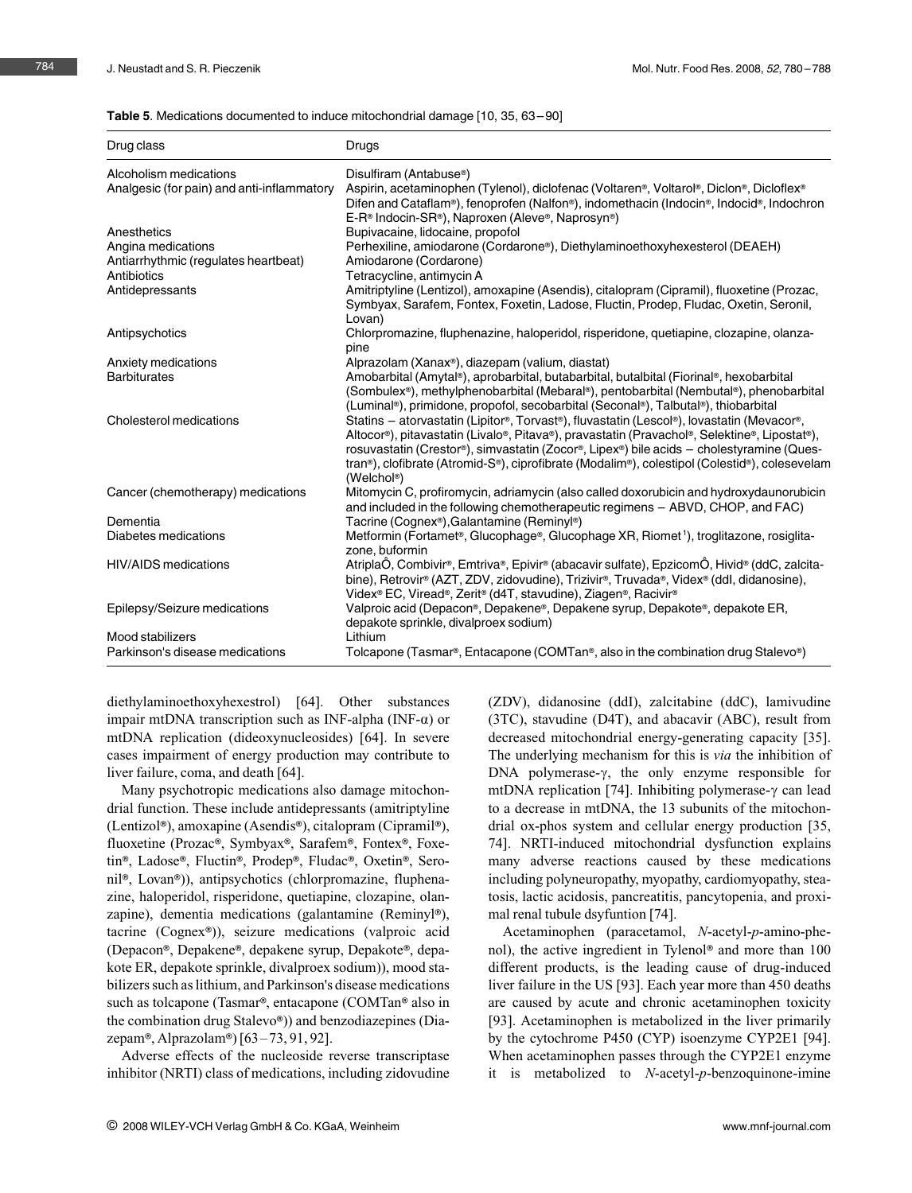**Table 5**. Medications documented to induce mitochondrial damage [10, 35, 63–90]

| Drug class | Drugs |
|---|---|
| Alcoholism medications | Disulfiram (Antabuse®) |
| Analgesic (for pain) and anti-inflammatory | Aspirin, acetaminophen (Tylenol), diclofenac (Voltaren®, Voltarol®, Diclon®, Dicloflex® Difen and Cataflam®), fenoprofen (Nalfon®), indomethacin (Indocin®, Indocid®, Indochron E-R® Indocin-SR®), Naproxen (Aleve®, Naprosyn®) |
| Anesthetics | Bupivacaine, lidocaine, propofol |
| Angina medications | Perhexiline, amiodarone (Cordarone®), Diethylaminoethoxyhexesterol (DEAEH) |
| Antiarrhythmic (regulates heartbeat) | Amiodarone (Cordarone) |
| Antibiotics | Tetracycline, antimycin A |
| Antidepressants | Amitriptyline (Lentizol), amoxapine (Asendis), citalopram (Cipramil), fluoxetine (Prozac, Symbyax, Sarafem, Fontex, Foxetin, Ladose, Fluctin, Prodep, Fludac, Oxetin, Seronil, Lovan) |
| Antipsychotics | Chlorpromazine, fluphenazine, haloperidol, risperidone, quetiapine, clozapine, olanzapine |
| Anxiety medications | Alprazolam (Xanax®), diazepam (valium, diastat) |
| Barbiturates | Amobarbital (Amytal®), aprobarbital, butabarbital, butalbital (Fiorinal®, hexobarbital (Sombulex®), methylphenobarbital (Mebaral®), pentobarbital (Nembutal®), phenobarbital (Luminal®), primidone, propofol, secobarbital (Seconal®), Talbutal®), thiobarbital |
| Cholesterol medications | Statins – atorvastatin (Lipitor®, Torvast®), fluvastatin (Lescol®), lovastatin (Mevacor®, Altocor®), pitavastatin (Livalo®, Pitava®), pravastatin (Pravachol®, Selektine®, Lipostat®), rosuvastatin (Crestor®), simvastatin (Zocor®, Lipex®) bile acids – cholestyramine (Questran®), clofibrate (Atromid-S®), ciprofibrate (Modalim®), colestipol (Colestid®), colesevelam (Welchol®) |
| Cancer (chemotherapy) medications | Mitomycin C, profiromycin, adriamycin (also called doxorubicin and hydroxydaunorubicin and included in the following chemotherapeutic regimens – ABVD, CHOP, and FAC) |
| Dementia | Tacrine (Cognex®),Galantamine (Reminyl®) |
| Diabetes medications | Metformin (Fortamet®, Glucophage®, Glucophage XR, Riomet[1]), troglitazone, rosiglitazone, buformin |
| HIV/AIDS medications | AtriplaÔ, Combivir®, Emtriva®, Epivir® (abacavir sulfate), EpzicomÔ, Hivid® (ddC, zalcitabine), Retrovir® (AZT, ZDV, zidovudine), Trizivir®, Truvada®, Videx® (ddI, didanosine), Videx® EC, Viread®, Zerit® (d4T, stavudine), Ziagen®, Racivir® |
| Epilepsy/Seizure medications | Valproic acid (Depacon®, Depakene®, Depakene syrup, Depakote®, depakote ER, depakote sprinkle, divalproex sodium) |
| Mood stabilizers | Lithium |
| Parkinson's disease medications | Tolcapone (Tasmar®, Entacapone (COMTan®, also in the combination drug Stalevo®) |

diethylaminoethoxyhexestrol) [64]. Other substances impair mtDNA transcription such as INF-alpha (INF-α) or mtDNA replication (dideoxynucleosides) [64]. In severe cases impairment of energy production may contribute to liver failure, coma, and death [64].

Many psychotropic medications also damage mitochondrial function. These include antidepressants (amitriptyline (Lentizol®), amoxapine (Asendis®), citalopram (Cipramil®), fluoxetine (Prozac®, Symbyax®, Sarafem®, Fontex®, Foxetin®, Ladose®, Fluctin®, Prodep®, Fludac®, Oxetin®, Seronil®, Lovan®)), antipsychotics (chlorpromazine, fluphenazine, haloperidol, risperidone, quetiapine, clozapine, olanzapine), dementia medications (galantamine (Reminyl®), tacrine (Cognex®)), seizure medications (valproic acid (Depacon®, Depakene®, depakene syrup, Depakote®, depakote ER, depakote sprinkle, divalproex sodium)), mood stabilizers such as lithium, and Parkinson's disease medications such as tolcapone (Tasmar®, entacapone (COMTan® also in the combination drug Stalevo®)) and benzodiazepines (Diazepam®, Alprazolam®) [63–73, 91, 92].

Adverse effects of the nucleoside reverse transcriptase inhibitor (NRTI) class of medications, including zidovudine (ZDV), didanosine (ddI), zalcitabine (ddC), lamivudine (3TC), stavudine (D4T), and abacavir (ABC), result from decreased mitochondrial energy-generating capacity [35]. The underlying mechanism for this is *via* the inhibition of DNA polymerase-γ, the only enzyme responsible for mtDNA replication [74]. Inhibiting polymerase-γ can lead to a decrease in mtDNA, the 13 subunits of the mitochondrial ox-phos system and cellular energy production [35, 74]. NRTI-induced mitochondrial dysfunction explains many adverse reactions caused by these medications including polyneuropathy, myopathy, cardiomyopathy, steatosis, lactic acidosis, pancreatitis, pancytopenia, and proximal renal tubule dysfunction [74].

Acetaminophen (paracetamol, *N*-acetyl-*p*-amino-phenol), the active ingredient in Tylenol® and more than 100 different products, is the leading cause of drug-induced liver failure in the US [93]. Each year more than 450 deaths are caused by acute and chronic acetaminophen toxicity [93]. Acetaminophen is metabolized in the liver primarily by the cytochrome P450 (CYP) isoenzyme CYP2E1 [94]. When acetaminophen passes through the CYP2E1 enzyme it is metabolized to *N*-acetyl-*p*-benzoquinone-imine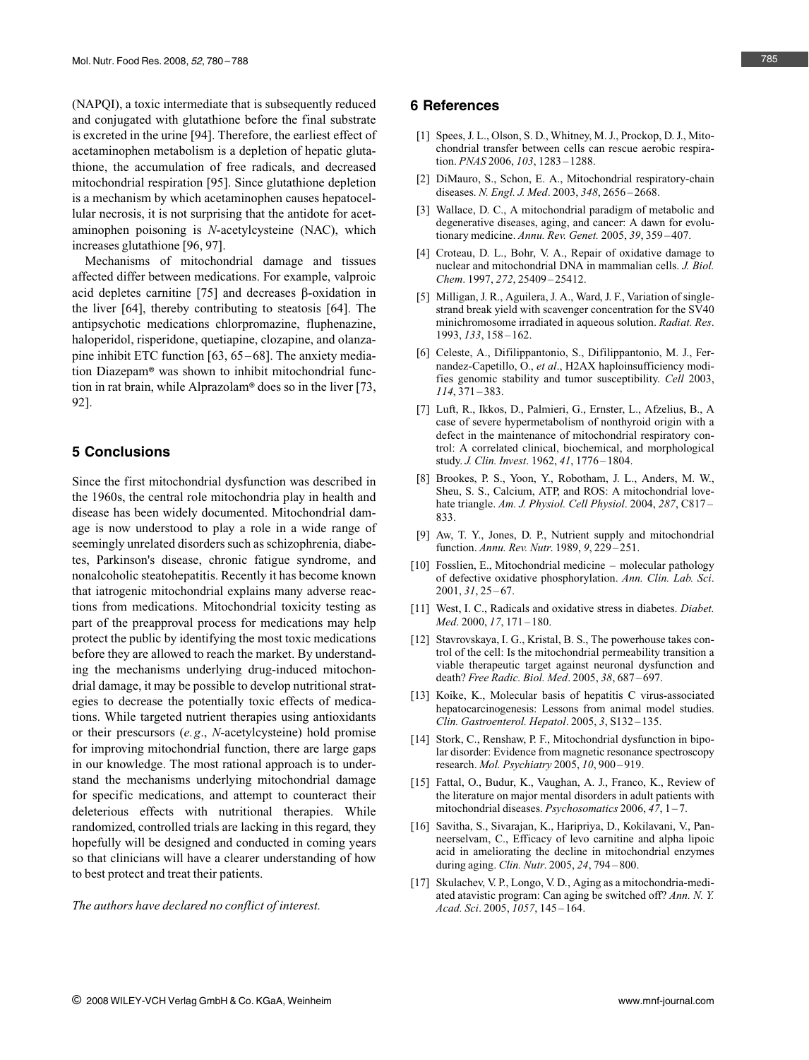(NAPQI), a toxic intermediate that is subsequently reduced and conjugated with glutathione before the final substrate is excreted in the urine [94]. Therefore, the earliest effect of acetaminophen metabolism is a depletion of hepatic glutathione, the accumulation of free radicals, and decreased mitochondrial respiration [95]. Since glutathione depletion is a mechanism by which acetaminophen causes hepatocellular necrosis, it is not surprising that the antidote for acetaminophen poisoning is *N*-acetylcysteine (NAC), which increases glutathione [96, 97].

Mechanisms of mitochondrial damage and tissues affected differ between medications. For example, valproic acid depletes carnitine [75] and decreases β-oxidation in the liver [64], thereby contributing to steatosis [64]. The antipsychotic medications chlorpromazine, fluphenazine, haloperidol, risperidone, quetiapine, clozapine, and olanzapine inhibit ETC function [63, 65–68]. The anxiety mediation Diazepam® was shown to inhibit mitochondrial function in rat brain, while Alprazolam® does so in the liver [73, 92].

## 5 Conclusions

Since the first mitochondrial dysfunction was described in the 1960s, the central role mitochondria play in health and disease has been widely documented. Mitochondrial damage is now understood to play a role in a wide range of seemingly unrelated disorders such as schizophrenia, diabetes, Parkinson's disease, chronic fatigue syndrome, and nonalcoholic steatohepatitis. Recently it has become known that iatrogenic mitochondrial explains many adverse reactions from medications. Mitochondrial toxicity testing as part of the preapproval process for medications may help protect the public by identifying the most toxic medications before they are allowed to reach the market. By understanding the mechanisms underlying drug-induced mitochondrial damage, it may be possible to develop nutritional strategies to decrease the potentially toxic effects of medications. While targeted nutrient therapies using antioxidants or their prescursors (*e.g*., *N*-acetylcysteine) hold promise for improving mitochondrial function, there are large gaps in our knowledge. The most rational approach is to understand the mechanisms underlying mitochondrial damage for specific medications, and attempt to counteract their deleterious effects with nutritional therapies. While randomized, controlled trials are lacking in this regard, they hopefully will be designed and conducted in coming years so that clinicians will have a clearer understanding of how to best protect and treat their patients.

*The authors have declared no conflict of interest.*

## 6 References

[1] Spees, J. L., Olson, S. D., Whitney, M. J., Prockop, D. J., Mitochondrial transfer between cells can rescue aerobic respiration. *PNAS* 2006, *103*, 1283–1288.

[2] DiMauro, S., Schon, E. A., Mitochondrial respiratory-chain diseases. *N. Engl. J. Med*. 2003, *348*, 2656–2668.

[3] Wallace, D. C., A mitochondrial paradigm of metabolic and degenerative diseases, aging, and cancer: A dawn for evolutionary medicine. *Annu. Rev. Genet.* 2005, *39*, 359–407.

[4] Croteau, D. L., Bohr, V. A., Repair of oxidative damage to nuclear and mitochondrial DNA in mammalian cells. *J. Biol. Chem*. 1997, *272*, 25409–25412.

[5] Milligan, J. R., Aguilera, J. A., Ward, J. F., Variation of single-strand break yield with scavenger concentration for the SV40 minichromosome irradiated in aqueous solution. *Radiat. Res*. 1993, *133*, 158–162.

[6] Celeste, A., Difilippantonio, S., Difilippantonio, M. J., Fernandez-Capetillo, O., *et al*., H2AX haploinsufficiency modifies genomic stability and tumor susceptibility. *Cell* 2003, *114*, 371–383.

[7] Luft, R., Ikkos, D., Palmieri, G., Ernster, L., Afzelius, B., A case of severe hypermetabolism of nonthyroid origin with a defect in the maintenance of mitochondrial respiratory control: A correlated clinical, biochemical, and morphological study. *J. Clin. Invest*. 1962, *41*, 1776–1804.

[8] Brookes, P. S., Yoon, Y., Robotham, J. L., Anders, M. W., Sheu, S. S., Calcium, ATP, and ROS: A mitochondrial love-hate triangle. *Am. J. Physiol. Cell Physiol*. 2004, *287*, C817–833.

[9] Aw, T. Y., Jones, D. P., Nutrient supply and mitochondrial function. *Annu. Rev. Nutr*. 1989, *9*, 229–251.

[10] Fosslien, E., Mitochondrial medicine – molecular pathology of defective oxidative phosphorylation. *Ann. Clin. Lab. Sci*. 2001, *31*, 25–67.

[11] West, I. C., Radicals and oxidative stress in diabetes. *Diabet. Med*. 2000, *17*, 171–180.

[12] Stavrovskaya, I. G., Kristal, B. S., The powerhouse takes control of the cell: Is the mitochondrial permeability transition a viable therapeutic target against neuronal dysfunction and death? *Free Radic. Biol. Med*. 2005, *38*, 687–697.

[13] Koike, K., Molecular basis of hepatitis C virus-associated hepatocarcinogenesis: Lessons from animal model studies. *Clin. Gastroenterol. Hepatol*. 2005, *3*, S132–135.

[14] Stork, C., Renshaw, P. F., Mitochondrial dysfunction in bipolar disorder: Evidence from magnetic resonance spectroscopy research. *Mol. Psychiatry* 2005, *10*, 900–919.

[15] Fattal, O., Budur, K., Vaughan, A. J., Franco, K., Review of the literature on major mental disorders in adult patients with mitochondrial diseases. *Psychosomatics* 2006, *47*, 1–7.

[16] Savitha, S., Sivarajan, K., Haripriya, D., Kokilavani, V., Panneerselvam, C., Efficacy of levo carnitine and alpha lipoic acid in ameliorating the decline in mitochondrial enzymes during aging. *Clin. Nutr*. 2005, *24*, 794–800.

[17] Skulachev, V. P., Longo, V. D., Aging as a mitochondria-mediated atavistic program: Can aging be switched off? *Ann. N. Y. Acad. Sci*. 2005, *1057*, 145–164.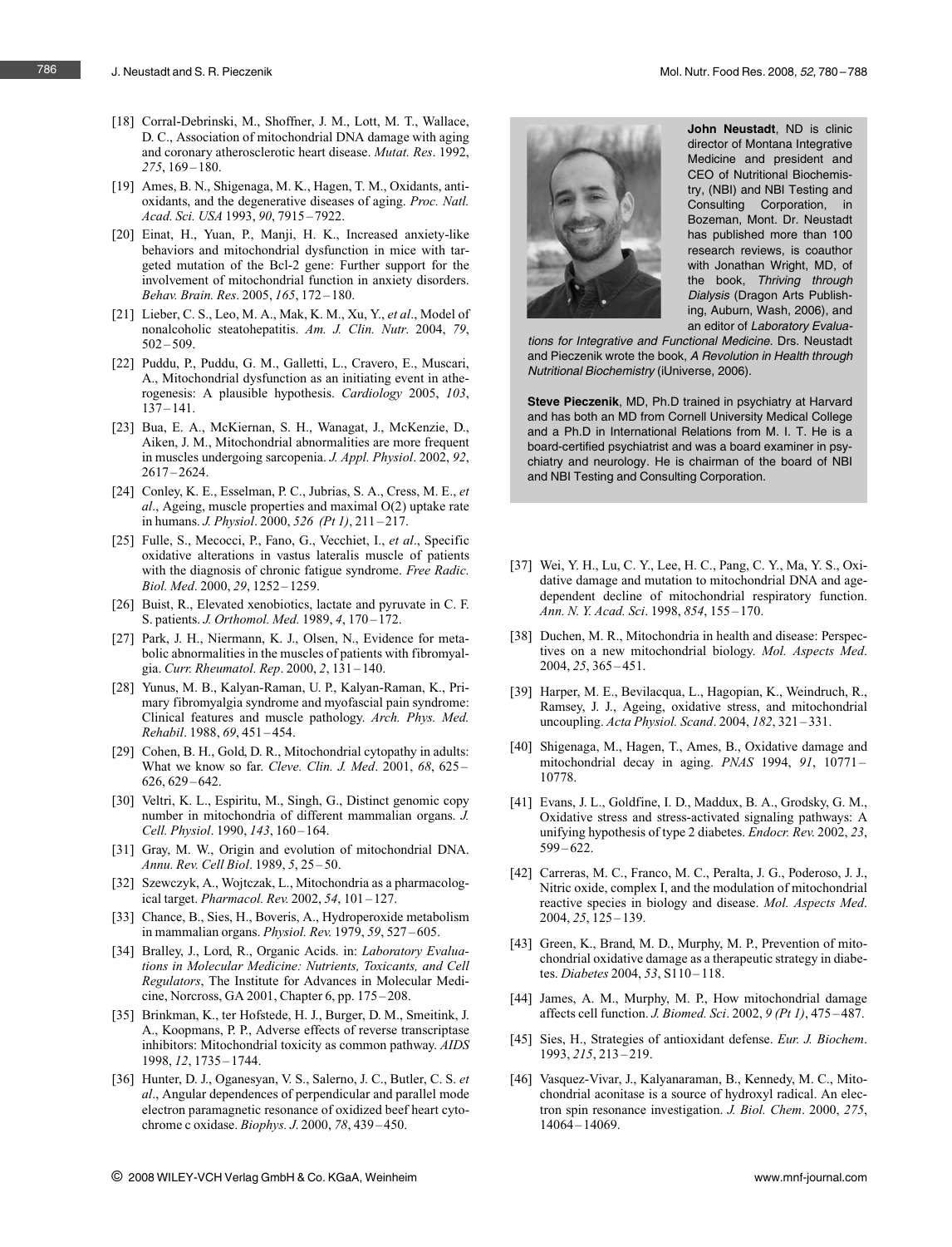[18] Corral-Debrinski, M., Shoffner, J. M., Lott, M. T., Wallace, D. C., Association of mitochondrial DNA damage with aging and coronary atherosclerotic heart disease. *Mutat. Res*. 1992, *275*, 169–180.

[19] Ames, B. N., Shigenaga, M. K., Hagen, T. M., Oxidants, antioxidants, and the degenerative diseases of aging. *Proc. Natl. Acad. Sci. USA* 1993, *90*, 7915–7922.

[20] Einat, H., Yuan, P., Manji, H. K., Increased anxiety-like behaviors and mitochondrial dysfunction in mice with targeted mutation of the Bcl-2 gene: Further support for the involvement of mitochondrial function in anxiety disorders. *Behav. Brain. Res*. 2005, *165*, 172–180.

[21] Lieber, C. S., Leo, M. A., Mak, K. M., Xu, Y., *et al*., Model of nonalcoholic steatohepatitis. *Am. J. Clin. Nutr*. 2004, *79*, 502–509.

[22] Puddu, P., Puddu, G. M., Galletti, L., Cravero, E., Muscari, A., Mitochondrial dysfunction as an initiating event in atherogenesis: A plausible hypothesis. *Cardiology* 2005, *103*, 137–141.

[23] Bua, E. A., McKiernan, S. H., Wanagat, J., McKenzie, D., Aiken, J. M., Mitochondrial abnormalities are more frequent in muscles undergoing sarcopenia. *J. Appl. Physiol*. 2002, *92*, 2617–2624.

[24] Conley, K. E., Esselman, P. C., Jubrias, S. A., Cress, M. E., *et al*., Ageing, muscle properties and maximal O(2) uptake rate in humans. *J. Physiol*. 2000, *526 (Pt 1)*, 211–217.

[25] Fulle, S., Mecocci, P., Fano, G., Vecchiet, I., *et al*., Specific oxidative alterations in vastus lateralis muscle of patients with the diagnosis of chronic fatigue syndrome. *Free Radic. Biol. Med*. 2000, *29*, 1252–1259.

[26] Buist, R., Elevated xenobiotics, lactate and pyruvate in C. F. S. patients. *J. Orthomol. Med.* 1989, *4*, 170–172.

[27] Park, J. H., Niermann, K. J., Olsen, N., Evidence for metabolic abnormalities in the muscles of patients with fibromyalgia. *Curr. Rheumatol. Rep*. 2000, *2*, 131–140.

[28] Yunus, M. B., Kalyan-Raman, U. P., Kalyan-Raman, K., Primary fibromyalgia syndrome and myofascial pain syndrome: Clinical features and muscle pathology. *Arch. Phys. Med. Rehabil*. 1988, *69*, 451–454.

[29] Cohen, B. H., Gold, D. R., Mitochondrial cytopathy in adults: What we know so far. *Cleve. Clin. J. Med*. 2001, *68*, 625–626, 629–642.

[30] Veltri, K. L., Espiritu, M., Singh, G., Distinct genomic copy number in mitochondria of different mammalian organs. *J. Cell. Physiol*. 1990, *143*, 160–164.

[31] Gray, M. W., Origin and evolution of mitochondrial DNA. *Annu. Rev. Cell Biol*. 1989, *5*, 25–50.

[32] Szewczyk, A., Wojtczak, L., Mitochondria as a pharmacological target. *Pharmacol. Rev.* 2002, *54*, 101–127.

[33] Chance, B., Sies, H., Boveris, A., Hydroperoxide metabolism in mammalian organs. *Physiol. Rev.* 1979, *59*, 527–605.

[34] Bralley, J., Lord, R., Organic Acids. in: *Laboratory Evaluations in Molecular Medicine: Nutrients, Toxicants, and Cell Regulators*, The Institute for Advances in Molecular Medicine, Norcross, GA 2001, Chapter 6, pp. 175–208.

[35] Brinkman, K., ter Hofstede, H. J., Burger, D. M., Smeitink, J. A., Koopmans, P. P., Adverse effects of reverse transcriptase inhibitors: Mitochondrial toxicity as common pathway. *AIDS* 1998, *12*, 1735–1744.

[36] Hunter, D. J., Oganesyan, V. S., Salerno, J. C., Butler, C. S. *et al*., Angular dependences of perpendicular and parallel mode electron paramagnetic resonance of oxidized beef heart cytochrome c oxidase. *Biophys. J.* 2000, *78*, 439–450.

**John Neustadt**, ND is clinic director of Montana Integrative Medicine and president and CEO of Nutritional Biochemistry, (NBI) and NBI Testing and Consulting Corporation, in Bozeman, Mont. Dr. Neustadt has published more than 100 research reviews, is coauthor with Jonathan Wright, MD, of the book, *Thriving through Dialysis* (Dragon Arts Publishing, Auburn, Wash, 2006), and an editor of *Laboratory Evaluations for Integrative and Functional Medicine.* Drs. Neustadt and Pieczenik wrote the book, *A Revolution in Health through Nutritional Biochemistry* (iUniverse, 2006).

**Steve Pieczenik**, MD, Ph.D trained in psychiatry at Harvard and has both an MD from Cornell University Medical College and a Ph.D in International Relations from M. I. T. He is a board-certified psychiatrist and was a board examiner in psychiatry and neurology. He is chairman of the board of NBI and NBI Testing and Consulting Corporation.

[37] Wei, Y. H., Lu, C. Y., Lee, H. C., Pang, C. Y., Ma, Y. S., Oxidative damage and mutation to mitochondrial DNA and age-dependent decline of mitochondrial respiratory function. *Ann. N. Y. Acad. Sci*. 1998, *854*, 155–170.

[38] Duchen, M. R., Mitochondria in health and disease: Perspectives on a new mitochondrial biology. *Mol. Aspects Med*. 2004, *25*, 365–451.

[39] Harper, M. E., Bevilacqua, L., Hagopian, K., Weindruch, R., Ramsey, J. J., Ageing, oxidative stress, and mitochondrial uncoupling. *Acta Physiol. Scand*. 2004, *182*, 321–331.

[40] Shigenaga, M., Hagen, T., Ames, B., Oxidative damage and mitochondrial decay in aging. *PNAS* 1994, *91*, 10771–10778.

[41] Evans, J. L., Goldfine, I. D., Maddux, B. A., Grodsky, G. M., Oxidative stress and stress-activated signaling pathways: A unifying hypothesis of type 2 diabetes. *Endocr. Rev.* 2002, *23*, 599–622.

[42] Carreras, M. C., Franco, M. C., Peralta, J. G., Poderoso, J. J., Nitric oxide, complex I, and the modulation of mitochondrial reactive species in biology and disease. *Mol. Aspects Med*. 2004, *25*, 125–139.

[43] Green, K., Brand, M. D., Murphy, M. P., Prevention of mitochondrial oxidative damage as a therapeutic strategy in diabetes. *Diabetes* 2004, *53*, S110–118.

[44] James, A. M., Murphy, M. P., How mitochondrial damage affects cell function. *J. Biomed. Sci*. 2002, *9 (Pt 1)*, 475–487.

[45] Sies, H., Strategies of antioxidant defense. *Eur. J. Biochem*. 1993, *215*, 213–219.

[46] Vasquez-Vivar, J., Kalyanaraman, B., Kennedy, M. C., Mitochondrial aconitase is a source of hydroxyl radical. An electron spin resonance investigation. *J. Biol. Chem*. 2000, *275*, 14064–14069.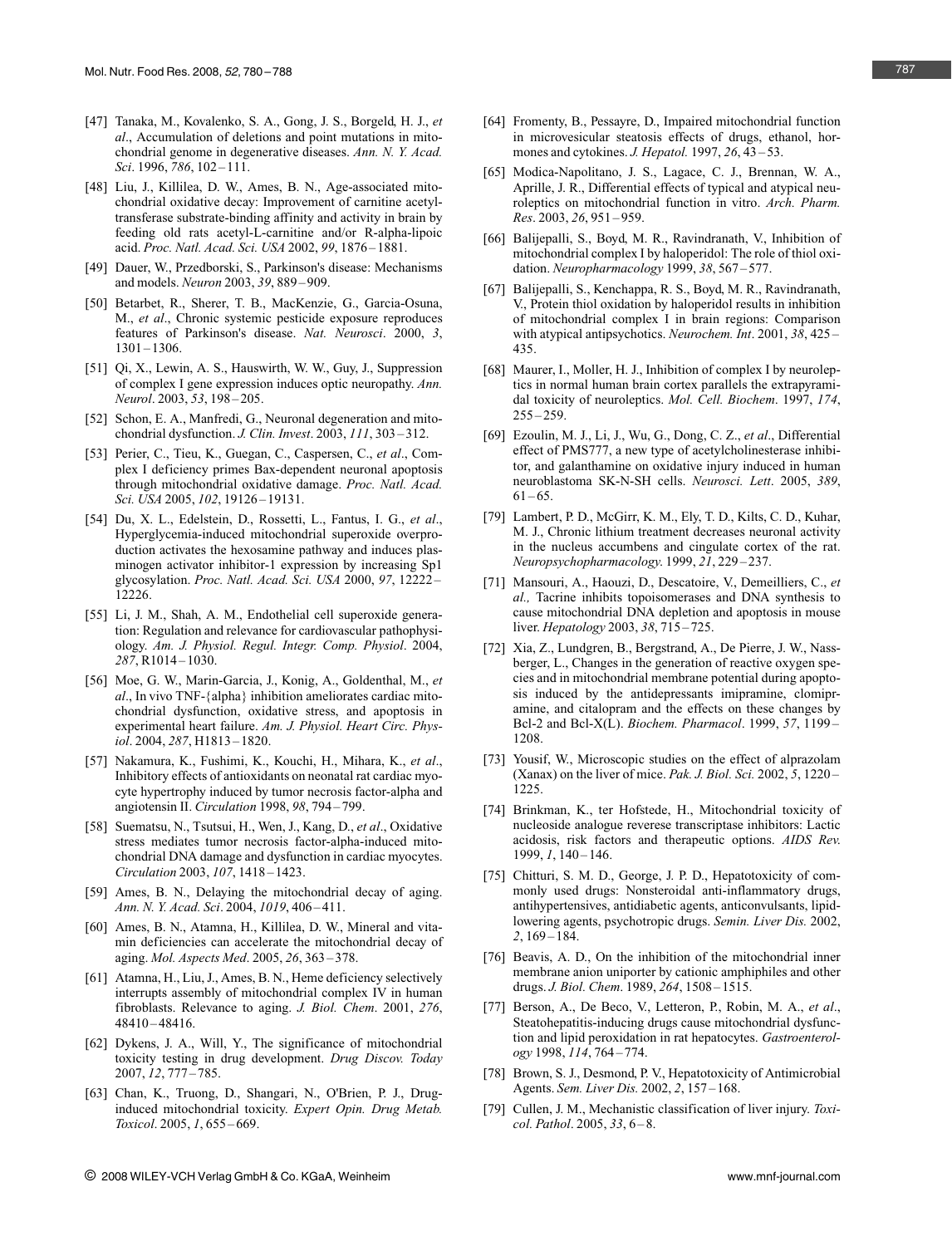[47] Tanaka, M., Kovalenko, S. A., Gong, J. S., Borgeld, H. J., *et al*., Accumulation of deletions and point mutations in mitochondrial genome in degenerative diseases. *Ann. N. Y. Acad. Sci*. 1996, *786*, 102–111.

[48] Liu, J., Killilea, D. W., Ames, B. N., Age-associated mitochondrial oxidative decay: Improvement of carnitine acetyltransferase substrate-binding affinity and activity in brain by feeding old rats acetyl-L-carnitine and/or R-alpha-lipoic acid. *Proc. Natl. Acad. Sci. USA* 2002, *99*, 1876–1881.

[49] Dauer, W., Przedborski, S., Parkinson's disease: Mechanisms and models. *Neuron* 2003, *39*, 889–909.

[50] Betarbet, R., Sherer, T. B., MacKenzie, G., Garcia-Osuna, M., *et al*., Chronic systemic pesticide exposure reproduces features of Parkinson's disease. *Nat. Neurosci*. 2000, *3*, 1301–1306.

[51] Qi, X., Lewin, A. S., Hauswirth, W. W., Guy, J., Suppression of complex I gene expression induces optic neuropathy. *Ann. Neurol*. 2003, *53*, 198–205.

[52] Schon, E. A., Manfredi, G., Neuronal degeneration and mitochondrial dysfunction. *J. Clin. Invest*. 2003, *111*, 303–312.

[53] Perier, C., Tieu, K., Guegan, C., Caspersen, C., *et al*., Complex I deficiency primes Bax-dependent neuronal apoptosis through mitochondrial oxidative damage. *Proc. Natl. Acad. Sci. USA* 2005, *102*, 19126–19131.

[54] Du, X. L., Edelstein, D., Rossetti, L., Fantus, I. G., *et al*., Hyperglycemia-induced mitochondrial superoxide overproduction activates the hexosamine pathway and induces plasminogen activator inhibitor-1 expression by increasing Sp1 glycosylation. *Proc. Natl. Acad. Sci. USA* 2000, *97*, 12222–12226.

[55] Li, J. M., Shah, A. M., Endothelial cell superoxide generation: Regulation and relevance for cardiovascular pathophysiology. *Am. J. Physiol. Regul. Integr. Comp. Physiol*. 2004, *287*, R1014–1030.

[56] Moe, G. W., Marin-Garcia, J., Konig, A., Goldenthal, M., *et al*., In vivo TNF-{alpha} inhibition ameliorates cardiac mitochondrial dysfunction, oxidative stress, and apoptosis in experimental heart failure. *Am. J. Physiol. Heart Circ. Physiol*. 2004, *287*, H1813–1820.

[57] Nakamura, K., Fushimi, K., Kouchi, H., Mihara, K., *et al*., Inhibitory effects of antioxidants on neonatal rat cardiac myocyte hypertrophy induced by tumor necrosis factor-alpha and angiotensin II. *Circulation* 1998, *98*, 794–799.

[58] Suematsu, N., Tsutsui, H., Wen, J., Kang, D., *et al*., Oxidative stress mediates tumor necrosis factor-alpha-induced mitochondrial DNA damage and dysfunction in cardiac myocytes. *Circulation* 2003, *107*, 1418–1423.

[59] Ames, B. N., Delaying the mitochondrial decay of aging. *Ann. N. Y. Acad. Sci*. 2004, *1019*, 406–411.

[60] Ames, B. N., Atamna, H., Killilea, D. W., Mineral and vitamin deficiencies can accelerate the mitochondrial decay of aging. *Mol. Aspects Med*. 2005, *26*, 363–378.

[61] Atamna, H., Liu, J., Ames, B. N., Heme deficiency selectively interrupts assembly of mitochondrial complex IV in human fibroblasts. Relevance to aging. *J. Biol. Chem*. 2001, *276*, 48410–48416.

[62] Dykens, J. A., Will, Y., The significance of mitochondrial toxicity testing in drug development. *Drug Discov. Today* 2007, *12*, 777–785.

[63] Chan, K., Truong, D., Shangari, N., O'Brien, P. J., Drug-induced mitochondrial toxicity. *Expert Opin. Drug Metab. Toxicol*. 2005, *1*, 655–669.

[64] Fromenty, B., Pessayre, D., Impaired mitochondrial function in microvesicular steatosis effects of drugs, ethanol, hormones and cytokines. *J. Hepatol.* 1997, *26*, 43–53.

[65] Modica-Napolitano, J. S., Lagace, C. J., Brennan, W. A., Aprille, J. R., Differential effects of typical and atypical neuroleptics on mitochondrial function in vitro. *Arch. Pharm. Res*. 2003, *26*, 951–959.

[66] Balijepalli, S., Boyd, M. R., Ravindranath, V., Inhibition of mitochondrial complex I by haloperidol: The role of thiol oxidation. *Neuropharmacology* 1999, *38*, 567–577.

[67] Balijepalli, S., Kenchappa, R. S., Boyd, M. R., Ravindranath, V., Protein thiol oxidation by haloperidol results in inhibition of mitochondrial complex I in brain regions: Comparison with atypical antipsychotics. *Neurochem. Int*. 2001, *38*, 425–435.

[68] Maurer, I., Moller, H. J., Inhibition of complex I by neuroleptics in normal human brain cortex parallels the extrapyramidal toxicity of neuroleptics. *Mol. Cell. Biochem*. 1997, *174*, 255–259.

[69] Ezoulin, M. J., Li, J., Wu, G., Dong, C. Z., *et al*., Differential effect of PMS777, a new type of acetylcholinesterase inhibitor, and galanthamine on oxidative injury induced in human neuroblastoma SK-N-SH cells. *Neurosci. Lett*. 2005, *389*, 61–65.

[79] Lambert, P. D., McGirr, K. M., Ely, T. D., Kilts, C. D., Kuhar, M. J., Chronic lithium treatment decreases neuronal activity in the nucleus accumbens and cingulate cortex of the rat. *Neuropsychopharmacology*. 1999, *21*, 229–237.

[71] Mansouri, A., Haouzi, D., Descatoire, V., Demeilliers, C., *et al.,* Tacrine inhibits topoisomerases and DNA synthesis to cause mitochondrial DNA depletion and apoptosis in mouse liver. *Hepatology* 2003, *38*, 715–725.

[72] Xia, Z., Lundgren, B., Bergstrand, A., De Pierre, J. W., Nassberger, L., Changes in the generation of reactive oxygen species and in mitochondrial membrane potential during apoptosis induced by the antidepressants imipramine, clomipramine, and citalopram and the effects on these changes by Bcl-2 and Bcl-X(L). *Biochem. Pharmacol*. 1999, *57*, 1199–1208.

[73] Yousif, W., Microscopic studies on the effect of alprazolam (Xanax) on the liver of mice. *Pak. J. Biol. Sci.* 2002, *5*, 1220–1225.

[74] Brinkman, K., ter Hofstede, H., Mitochondrial toxicity of nucleoside analogue reverese transcriptase inhibitors: Lactic acidosis, risk factors and therapeutic options. *AIDS Rev.* 1999, *1*, 140–146.

[75] Chitturi, S. M. D., George, J. P. D., Hepatotoxicity of commonly used drugs: Nonsteroidal anti-inflammatory drugs, antihypertensives, antidiabetic agents, anticonvulsants, lipid-lowering agents, psychotropic drugs. *Semin. Liver Dis.* 2002, *2*, 169–184.

[76] Beavis, A. D., On the inhibition of the mitochondrial inner membrane anion uniporter by cationic amphiphiles and other drugs. *J. Biol. Chem*. 1989, *264*, 1508–1515.

[77] Berson, A., De Beco, V., Letteron, P., Robin, M. A., *et al*., Steatohepatitis-inducing drugs cause mitochondrial dysfunction and lipid peroxidation in rat hepatocytes. *Gastroenterology* 1998, *114*, 764–774.

[78] Brown, S. J., Desmond, P. V., Hepatotoxicity of Antimicrobial Agents. *Sem. Liver Dis.* 2002, *2*, 157–168.

[79] Cullen, J. M., Mechanistic classification of liver injury. *Toxicol. Pathol*. 2005, *33*, 6–8.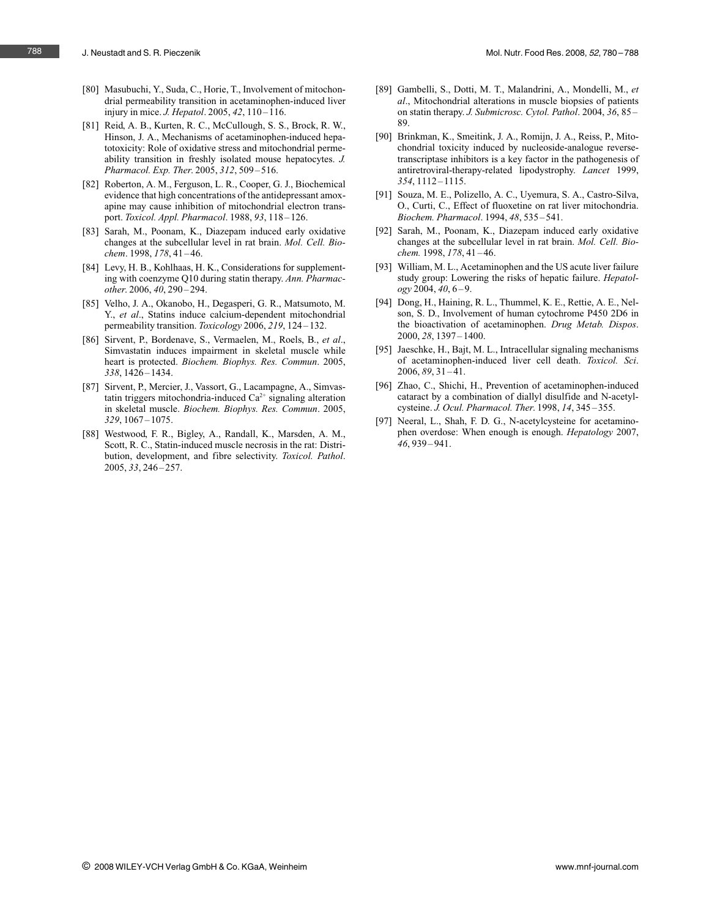[80] Masubuchi, Y., Suda, C., Horie, T., Involvement of mitochondrial permeability transition in acetaminophen-induced liver injury in mice. *J. Hepatol*. 2005, *42*, 110–116.

[81] Reid, A. B., Kurten, R. C., McCullough, S. S., Brock, R. W., Hinson, J. A., Mechanisms of acetaminophen-induced hepatotoxicity: Role of oxidative stress and mitochondrial permeability transition in freshly isolated mouse hepatocytes. *J. Pharmacol. Exp. Ther*. 2005, *312*, 509–516.

[82] Roberton, A. M., Ferguson, L. R., Cooper, G. J., Biochemical evidence that high concentrations of the antidepressant amoxapine may cause inhibition of mitochondrial electron transport. *Toxicol. Appl. Pharmacol*. 1988, *93*, 118–126.

[83] Sarah, M., Poonam, K., Diazepam induced early oxidative changes at the subcellular level in rat brain. *Mol. Cell. Biochem*. 1998, *178*, 41–46.

[84] Levy, H. B., Kohlhaas, H. K., Considerations for supplementing with coenzyme Q10 during statin therapy. *Ann. Pharmacother*. 2006, *40*, 290–294.

[85] Velho, J. A., Okanobo, H., Degasperi, G. R., Matsumoto, M. Y., *et al*., Statins induce calcium-dependent mitochondrial permeability transition. *Toxicology* 2006, *219*, 124–132.

[86] Sirvent, P., Bordenave, S., Vermaelen, M., Roels, B., *et al*., Simvastatin induces impairment in skeletal muscle while heart is protected. *Biochem. Biophys. Res. Commun*. 2005, *338*, 1426–1434.

[87] Sirvent, P., Mercier, J., Vassort, G., Lacampagne, A., Simvastatin triggers mitochondria-induced $Ca^{2+}$ signaling alteration in skeletal muscle. *Biochem. Biophys. Res. Commun*. 2005, *329*, 1067–1075.

[88] Westwood, F. R., Bigley, A., Randall, K., Marsden, A. M., Scott, R. C., Statin-induced muscle necrosis in the rat: Distribution, development, and fibre selectivity. *Toxicol. Pathol*. 2005, *33*, 246–257.

[89] Gambelli, S., Dotti, M. T., Malandrini, A., Mondelli, M., *et al*., Mitochondrial alterations in muscle biopsies of patients on statin therapy. *J. Submicrosc. Cytol. Pathol*. 2004, *36*, 85–89.

[90] Brinkman, K., Smeitink, J. A., Romijn, J. A., Reiss, P., Mitochondrial toxicity induced by nucleoside-analogue reverse-transcriptase inhibitors is a key factor in the pathogenesis of antiretroviral-therapy-related lipodystrophy. *Lancet* 1999, *354*, 1112–1115.

[91] Souza, M. E., Polizello, A. C., Uyemura, S. A., Castro-Silva, O., Curti, C., Effect of fluoxetine on rat liver mitochondria. *Biochem. Pharmacol*. 1994, *48*, 535–541.

[92] Sarah, M., Poonam, K., Diazepam induced early oxidative changes at the subcellular level in rat brain. *Mol. Cell. Biochem.* 1998, *178*, 41–46.

[93] William, M. L., Acetaminophen and the US acute liver failure study group: Lowering the risks of hepatic failure. *Hepatology* 2004, *40*, 6–9.

[94] Dong, H., Haining, R. L., Thummel, K. E., Rettie, A. E., Nelson, S. D., Involvement of human cytochrome P450 2D6 in the bioactivation of acetaminophen. *Drug Metab. Dispos*. 2000, *28*, 1397–1400.

[95] Jaeschke, H., Bajt, M. L., Intracellular signaling mechanisms of acetaminophen-induced liver cell death. *Toxicol. Sci*. 2006, *89*, 31–41.

[96] Zhao, C., Shichi, H., Prevention of acetaminophen-induced cataract by a combination of diallyl disulfide and N-acetylcysteine. *J. Ocul. Pharmacol. Ther*. 1998, *14*, 345–355.

[97] Neeral, L., Shah, F. D. G., N-acetylcysteine for acetaminophen overdose: When enough is enough. *Hepatology* 2007, *46*, 939–941.